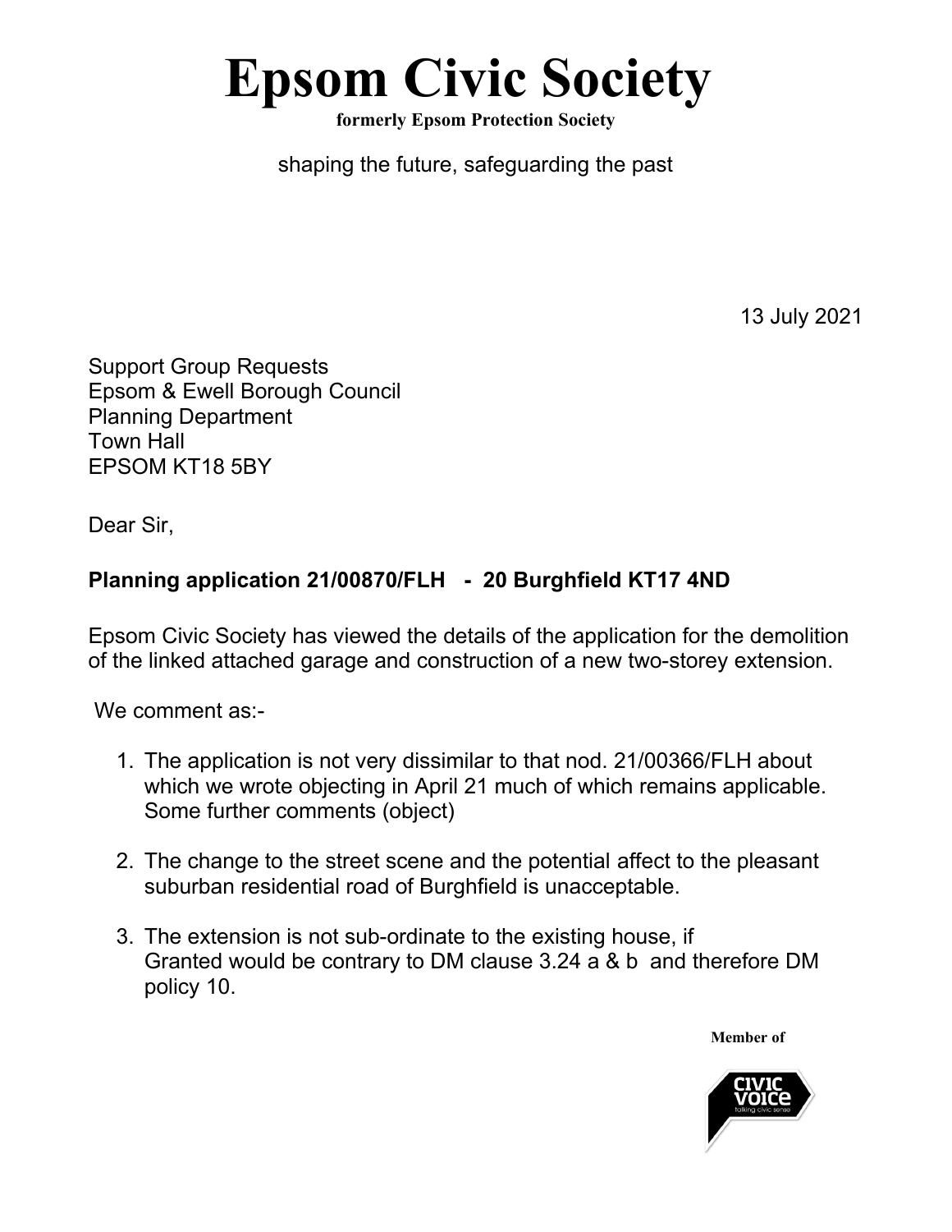# Epsom Civic Society

**formerly Epsom Protection Society**

shaping the future, safeguarding the past

13 July 2021

Support Group Requests
Epsom & Ewell Borough Council
Planning Department
Town Hall
EPSOM KT18 5BY

Dear Sir,

**Planning application 21/00870/FLH - 20 Burghfield KT17 4ND**

Epsom Civic Society has viewed the details of the application for the demolition of the linked attached garage and construction of a new two-storey extension.

We comment as:-

1. The application is not very dissimilar to that nod. 21/00366/FLH about which we wrote objecting in April 21 much of which remains applicable. Some further comments (object)

2. The change to the street scene and the potential affect to the pleasant suburban residential road of Burghfield is unacceptable.

3. The extension is not sub-ordinate to the existing house, if Granted would be contrary to DM clause 3.24 a & b and therefore DM policy 10.

**Member of**

CIVIC VOICE
talking civic sense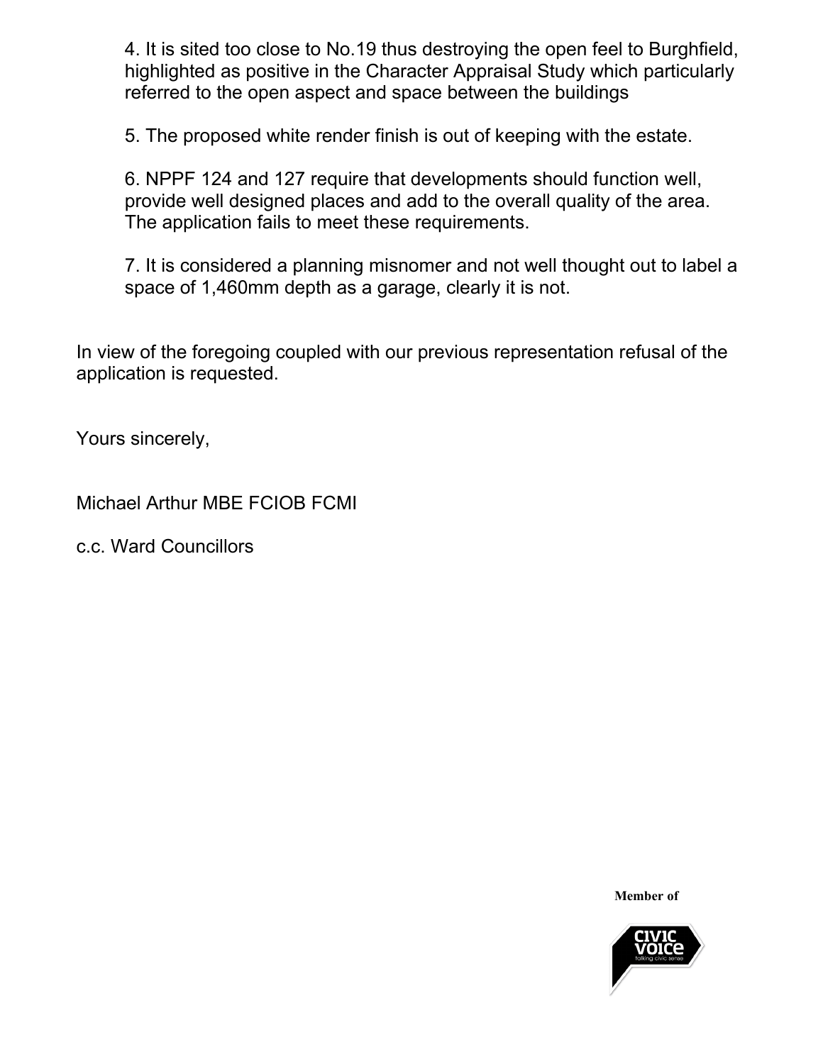4. It is sited too close to No.19 thus destroying the open feel to Burghfield, highlighted as positive in the Character Appraisal Study which particularly referred to the open aspect and space between the buildings

5. The proposed white render finish is out of keeping with the estate.

6. NPPF 124 and 127 require that developments should function well, provide well designed places and add to the overall quality of the area. The application fails to meet these requirements.

7. It is considered a planning misnomer and not well thought out to label a space of 1,460mm depth as a garage, clearly it is not.

In view of the foregoing coupled with our previous representation refusal of the application is requested.

Yours sincerely,

Michael Arthur MBE FCIOB FCMI

c.c. Ward Councillors

**Member of**

civic voice
talking civic sense